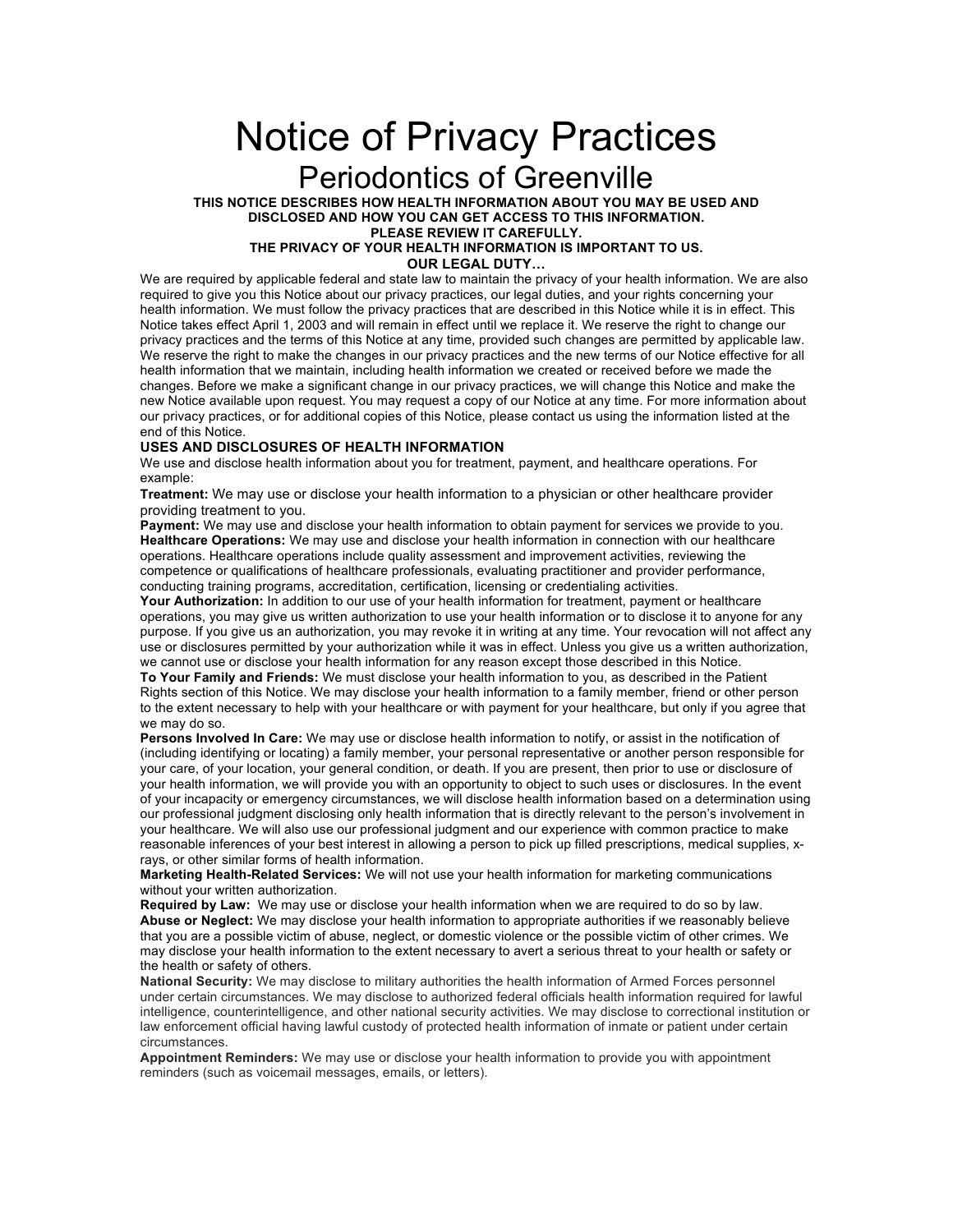# Notice of Privacy Practices

## Periodontics of Greenville

**THIS NOTICE DESCRIBES HOW HEALTH INFORMATION ABOUT YOU MAY BE USED AND DISCLOSED AND HOW YOU CAN GET ACCESS TO THIS INFORMATION.**
**PLEASE REVIEW IT CAREFULLY.**
**THE PRIVACY OF YOUR HEALTH INFORMATION IS IMPORTANT TO US.**

**OUR LEGAL DUTY…**

We are required by applicable federal and state law to maintain the privacy of your health information. We are also required to give you this Notice about our privacy practices, our legal duties, and your rights concerning your health information. We must follow the privacy practices that are described in this Notice while it is in effect. This Notice takes effect April 1, 2003 and will remain in effect until we replace it. We reserve the right to change our privacy practices and the terms of this Notice at any time, provided such changes are permitted by applicable law. We reserve the right to make the changes in our privacy practices and the new terms of our Notice effective for all health information that we maintain, including health information we created or received before we made the changes. Before we make a significant change in our privacy practices, we will change this Notice and make the new Notice available upon request. You may request a copy of our Notice at any time. For more information about our privacy practices, or for additional copies of this Notice, please contact us using the information listed at the end of this Notice.

**USES AND DISCLOSURES OF HEALTH INFORMATION**

We use and disclose health information about you for treatment, payment, and healthcare operations. For example:

**Treatment:** We may use or disclose your health information to a physician or other healthcare provider providing treatment to you.

**Payment:** We may use and disclose your health information to obtain payment for services we provide to you.

**Healthcare Operations:** We may use and disclose your health information in connection with our healthcare operations. Healthcare operations include quality assessment and improvement activities, reviewing the competence or qualifications of healthcare professionals, evaluating practitioner and provider performance, conducting training programs, accreditation, certification, licensing or credentialing activities.

**Your Authorization:** In addition to our use of your health information for treatment, payment or healthcare operations, you may give us written authorization to use your health information or to disclose it to anyone for any purpose. If you give us an authorization, you may revoke it in writing at any time. Your revocation will not affect any use or disclosures permitted by your authorization while it was in effect. Unless you give us a written authorization, we cannot use or disclose your health information for any reason except those described in this Notice.

**To Your Family and Friends:** We must disclose your health information to you, as described in the Patient Rights section of this Notice. We may disclose your health information to a family member, friend or other person to the extent necessary to help with your healthcare or with payment for your healthcare, but only if you agree that we may do so.

**Persons Involved In Care:** We may use or disclose health information to notify, or assist in the notification of (including identifying or locating) a family member, your personal representative or another person responsible for your care, of your location, your general condition, or death. If you are present, then prior to use or disclosure of your health information, we will provide you with an opportunity to object to such uses or disclosures. In the event of your incapacity or emergency circumstances, we will disclose health information based on a determination using our professional judgment disclosing only health information that is directly relevant to the person's involvement in your healthcare. We will also use our professional judgment and our experience with common practice to make reasonable inferences of your best interest in allowing a person to pick up filled prescriptions, medical supplies, x-rays, or other similar forms of health information.

**Marketing Health-Related Services:** We will not use your health information for marketing communications without your written authorization.

**Required by Law:** We may use or disclose your health information when we are required to do so by law.

**Abuse or Neglect:** We may disclose your health information to appropriate authorities if we reasonably believe that you are a possible victim of abuse, neglect, or domestic violence or the possible victim of other crimes. We may disclose your health information to the extent necessary to avert a serious threat to your health or safety or the health or safety of others.

**National Security:** We may disclose to military authorities the health information of Armed Forces personnel under certain circumstances. We may disclose to authorized federal officials health information required for lawful intelligence, counterintelligence, and other national security activities. We may disclose to correctional institution or law enforcement official having lawful custody of protected health information of inmate or patient under certain circumstances.

**Appointment Reminders:** We may use or disclose your health information to provide you with appointment reminders (such as voicemail messages, emails, or letters).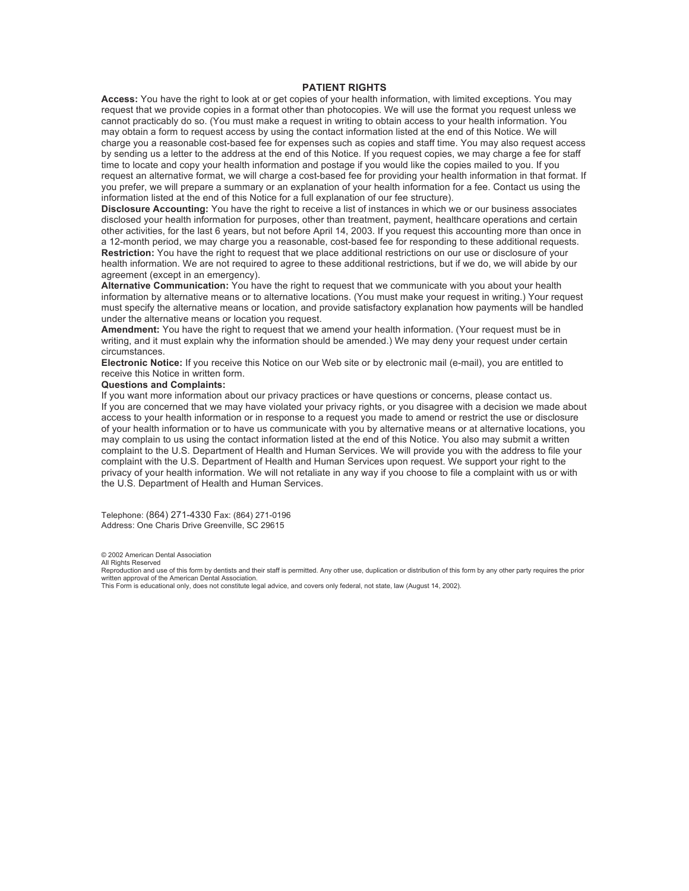## PATIENT RIGHTS

**Access:** You have the right to look at or get copies of your health information, with limited exceptions. You may request that we provide copies in a format other than photocopies. We will use the format you request unless we cannot practicably do so. (You must make a request in writing to obtain access to your health information. You may obtain a form to request access by using the contact information listed at the end of this Notice. We will charge you a reasonable cost-based fee for expenses such as copies and staff time. You may also request access by sending us a letter to the address at the end of this Notice. If you request copies, we may charge a fee for staff time to locate and copy your health information and postage if you would like the copies mailed to you. If you request an alternative format, we will charge a cost-based fee for providing your health information in that format. If you prefer, we will prepare a summary or an explanation of your health information for a fee. Contact us using the information listed at the end of this Notice for a full explanation of our fee structure).

**Disclosure Accounting:** You have the right to receive a list of instances in which we or our business associates disclosed your health information for purposes, other than treatment, payment, healthcare operations and certain other activities, for the last 6 years, but not before April 14, 2003. If you request this accounting more than once in a 12-month period, we may charge you a reasonable, cost-based fee for responding to these additional requests.

**Restriction:** You have the right to request that we place additional restrictions on our use or disclosure of your health information. We are not required to agree to these additional restrictions, but if we do, we will abide by our agreement (except in an emergency).

**Alternative Communication:** You have the right to request that we communicate with you about your health information by alternative means or to alternative locations. (You must make your request in writing.) Your request must specify the alternative means or location, and provide satisfactory explanation how payments will be handled under the alternative means or location you request.

**Amendment:** You have the right to request that we amend your health information. (Your request must be in writing, and it must explain why the information should be amended.) We may deny your request under certain circumstances.

**Electronic Notice:** If you receive this Notice on our Web site or by electronic mail (e-mail), you are entitled to receive this Notice in written form.

**Questions and Complaints:**

If you want more information about our privacy practices or have questions or concerns, please contact us.

If you are concerned that we may have violated your privacy rights, or you disagree with a decision we made about access to your health information or in response to a request you made to amend or restrict the use or disclosure of your health information or to have us communicate with you by alternative means or at alternative locations, you may complain to us using the contact information listed at the end of this Notice. You also may submit a written complaint to the U.S. Department of Health and Human Services. We will provide you with the address to file your complaint with the U.S. Department of Health and Human Services upon request. We support your right to the privacy of your health information. We will not retaliate in any way if you choose to file a complaint with us or with the U.S. Department of Health and Human Services.

Telephone: (864) 271-4330 Fax: (864) 271-0196
Address: One Charis Drive Greenville, SC 29615

© 2002 American Dental Association
All Rights Reserved
Reproduction and use of this form by dentists and their staff is permitted. Any other use, duplication or distribution of this form by any other party requires the prior written approval of the American Dental Association.
This Form is educational only, does not constitute legal advice, and covers only federal, not state, law (August 14, 2002).